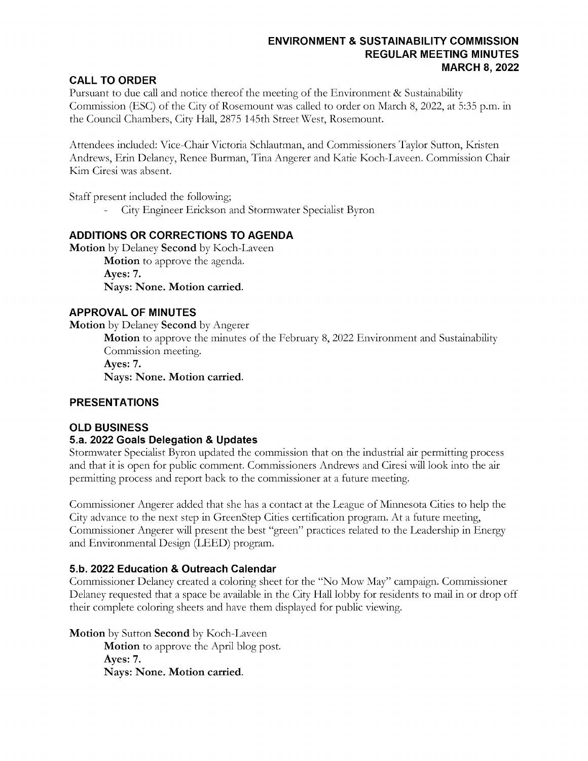# ENVIRONMENT & SUSTAINABILITY COMMISSION
# REGULAR MEETING MINUTES
# MARCH 8, 2022

## CALL TO ORDER

Pursuant to due call and notice thereof the meeting of the Environment & Sustainability Commission (ESC) of the City of Rosemount was called to order on March 8, 2022, at 5:35 p.m. in the Council Chambers, City Hall, 2875 145th Street West, Rosemount.

Attendees included: Vice-Chair Victoria Schlautman, and Commissioners Taylor Sutton, Kristen Andrews, Erin Delaney, Renee Burman, Tina Angerer and Katie Koch-Laveen. Commission Chair Kim Ciresi was absent.

Staff present included the following;

- City Engineer Erickson and Stormwater Specialist Byron

## ADDITIONS OR CORRECTIONS TO AGENDA

**Motion** by Delaney **Second** by Koch-Laveen

> **Motion** to approve the agenda.
> **Ayes: 7.**
> **Nays: None. Motion carried.**

## APPROVAL OF MINUTES

**Motion** by Delaney **Second** by Angerer

> **Motion** to approve the minutes of the February 8, 2022 Environment and Sustainability Commission meeting.
> **Ayes: 7.**
> **Nays: None. Motion carried.**

## PRESENTATIONS

## OLD BUSINESS

### 5.a. 2022 Goals Delegation & Updates

Stormwater Specialist Byron updated the commission that on the industrial air permitting process and that it is open for public comment. Commissioners Andrews and Ciresi will look into the air permitting process and report back to the commissioner at a future meeting.

Commissioner Angerer added that she has a contact at the League of Minnesota Cities to help the City advance to the next step in GreenStep Cities certification program. At a future meeting, Commissioner Angerer will present the best "green" practices related to the Leadership in Energy and Environmental Design (LEED) program.

### 5.b. 2022 Education & Outreach Calendar

Commissioner Delaney created a coloring sheet for the "No Mow May" campaign. Commissioner Delaney requested that a space be available in the City Hall lobby for residents to mail in or drop off their complete coloring sheets and have them displayed for public viewing.

**Motion** by Sutton **Second** by Koch-Laveen

> **Motion** to approve the April blog post.
> **Ayes: 7.**
> **Nays: None. Motion carried.**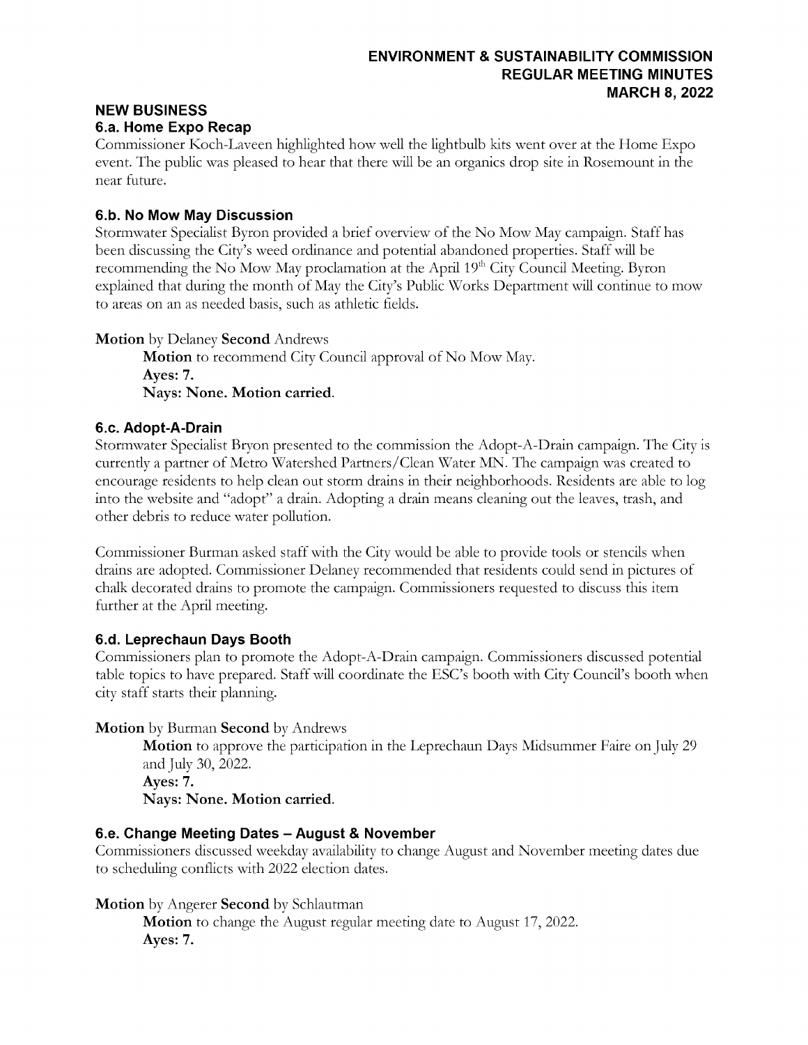## NEW BUSINESS

### 6.a. Home Expo Recap

Commissioner Koch-Laveen highlighted how well the lightbulb kits went over at the Home Expo event. The public was pleased to hear that there will be an organics drop site in Rosemount in the near future.

### 6.b. No Mow May Discussion

Stormwater Specialist Byron provided a brief overview of the No Mow May campaign. Staff has been discussing the City's weed ordinance and potential abandoned properties. Staff will be recommending the No Mow May proclamation at the April 19th City Council Meeting. Byron explained that during the month of May the City's Public Works Department will continue to mow to areas on an as needed basis, such as athletic fields.

**Motion** by Delaney **Second** Andrews

> **Motion** to recommend City Council approval of No Mow May.
> **Ayes: 7.**
> **Nays: None. Motion carried.**

### 6.c. Adopt-A-Drain

Stormwater Specialist Bryon presented to the commission the Adopt-A-Drain campaign. The City is currently a partner of Metro Watershed Partners/Clean Water MN. The campaign was created to encourage residents to help clean out storm drains in their neighborhoods. Residents are able to log into the website and "adopt" a drain. Adopting a drain means cleaning out the leaves, trash, and other debris to reduce water pollution.

Commissioner Burman asked staff with the City would be able to provide tools or stencils when drains are adopted. Commissioner Delaney recommended that residents could send in pictures of chalk decorated drains to promote the campaign. Commissioners requested to discuss this item further at the April meeting.

### 6.d. Leprechaun Days Booth

Commissioners plan to promote the Adopt-A-Drain campaign. Commissioners discussed potential table topics to have prepared. Staff will coordinate the ESC's booth with City Council's booth when city staff starts their planning.

**Motion** by Burman **Second** by Andrews

> **Motion** to approve the participation in the Leprechaun Days Midsummer Faire on July 29 and July 30, 2022.
> **Ayes: 7.**
> **Nays: None. Motion carried.**

### 6.e. Change Meeting Dates – August & November

Commissioners discussed weekday availability to change August and November meeting dates due to scheduling conflicts with 2022 election dates.

**Motion** by Angerer **Second** by Schlautman

> **Motion** to change the August regular meeting date to August 17, 2022.
> **Ayes: 7.**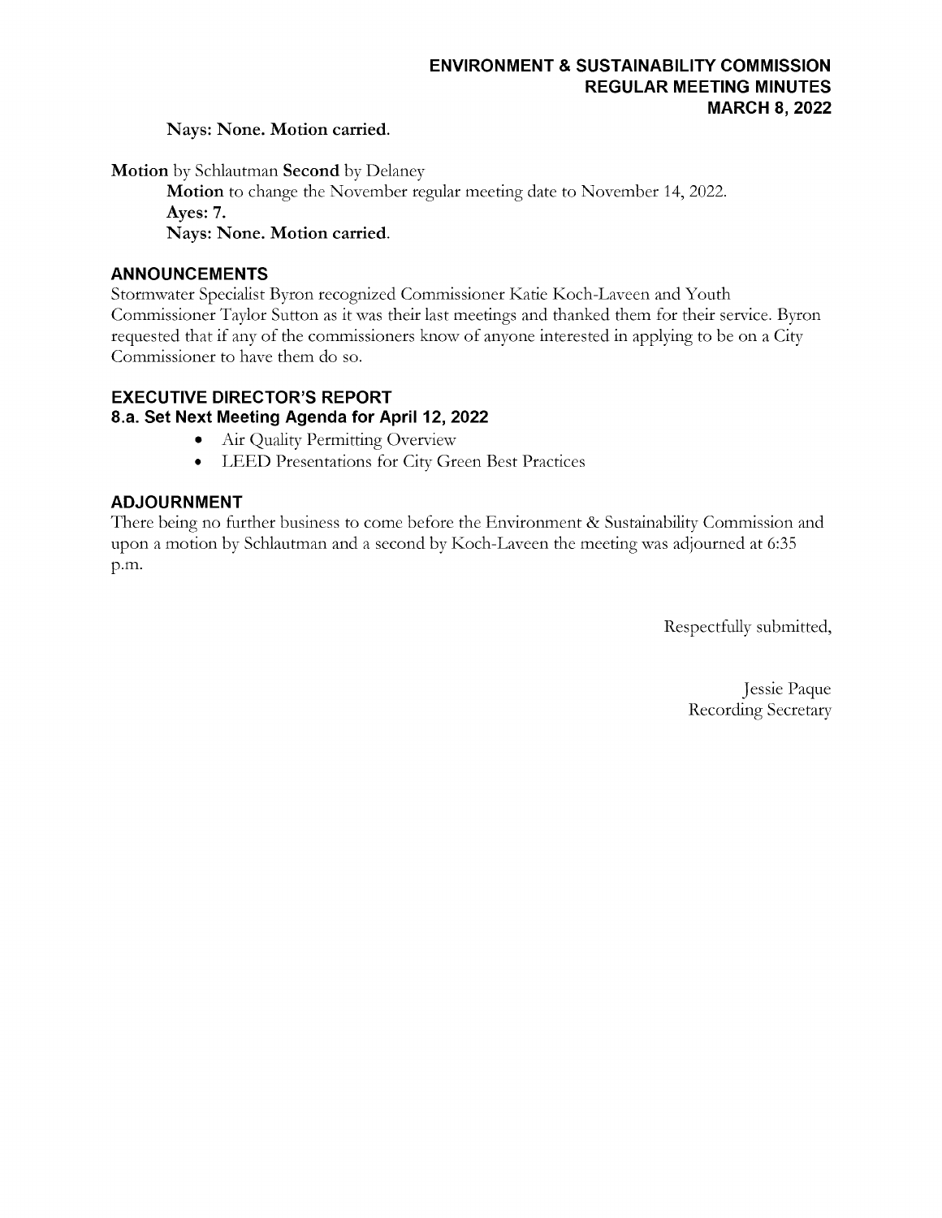**Nays: None. Motion carried.**

**Motion** by Schlautman **Second** by Delaney

**Motion** to change the November regular meeting date to November 14, 2022.

**Ayes: 7.**

**Nays: None. Motion carried.**

## ANNOUNCEMENTS

Stormwater Specialist Byron recognized Commissioner Katie Koch-Laveen and Youth Commissioner Taylor Sutton as it was their last meetings and thanked them for their service. Byron requested that if any of the commissioners know of anyone interested in applying to be on a City Commissioner to have them do so.

## EXECUTIVE DIRECTOR'S REPORT

### 8.a. Set Next Meeting Agenda for April 12, 2022

- Air Quality Permitting Overview
- LEED Presentations for City Green Best Practices

## ADJOURNMENT

There being no further business to come before the Environment & Sustainability Commission and upon a motion by Schlautman and a second by Koch-Laveen the meeting was adjourned at 6:35 p.m.

Respectfully submitted,

Jessie Paque
Recording Secretary